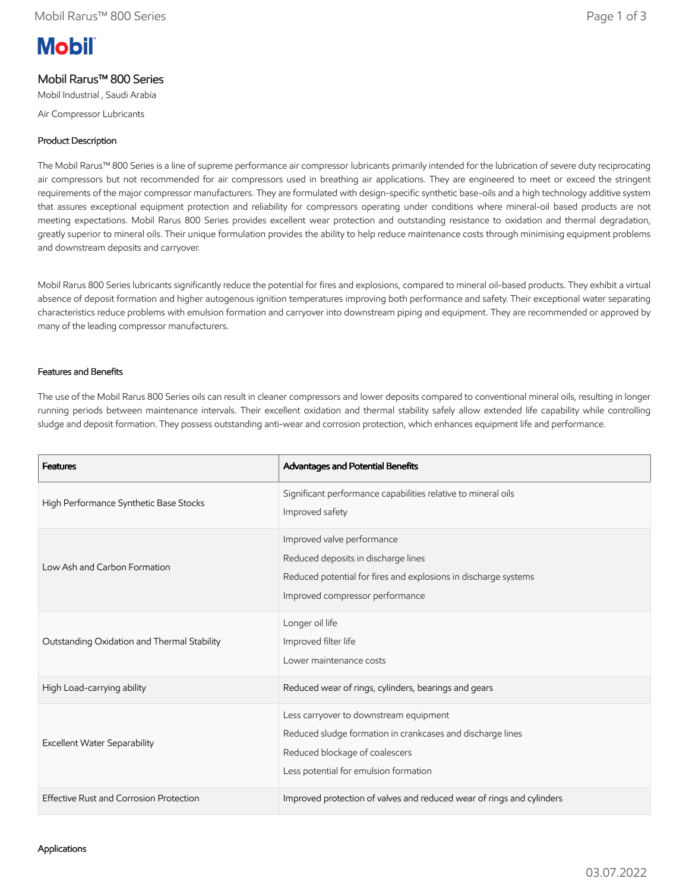# Mobil Rarus™ 800 Series

Mobil Industrial , Saudi Arabia

Air Compressor Lubricants

### Product Description

The Mobil Rarus™ 800 Series is a line of supreme performance air compressor lubricants primarily intended for the lubrication of severe duty reciprocating air compressors but not recommended for air compressors used in breathing air applications. They are engineered to meet or exceed the stringent requirements of the major compressor manufacturers. They are formulated with design-specific synthetic base-oils and a high technology additive system that assures exceptional equipment protection and reliability for compressors operating under conditions where mineral-oil based products are not meeting expectations. Mobil Rarus 800 Series provides excellent wear protection and outstanding resistance to oxidation and thermal degradation, greatly superior to mineral oils. Their unique formulation provides the ability to help reduce maintenance costs through minimising equipment problems and downstream deposits and carryover.

Mobil Rarus 800 Series lubricants significantly reduce the potential for fires and explosions, compared to mineral oil-based products. They exhibit a virtual absence of deposit formation and higher autogenous ignition temperatures improving both performance and safety. Their exceptional water separating characteristics reduce problems with emulsion formation and carryover into downstream piping and equipment. They are recommended or approved by many of the leading compressor manufacturers.

### Features and Benefits

The use of the Mobil Rarus 800 Series oils can result in cleaner compressors and lower deposits compared to conventional mineral oils, resulting in longer running periods between maintenance intervals. Their excellent oxidation and thermal stability safely allow extended life capability while controlling sludge and deposit formation. They possess outstanding anti-wear and corrosion protection, which enhances equipment life and performance.

| Features | Advantages and Potential Benefits |
| --- | --- |
| High Performance Synthetic Base Stocks | Significant performance capabilities relative to mineral oils<br>Improved safety |
| Low Ash and Carbon Formation | Improved valve performance<br>Reduced deposits in discharge lines<br>Reduced potential for fires and explosions in discharge systems<br>Improved compressor performance |
| Outstanding Oxidation and Thermal Stability | Longer oil life<br>Improved filter life<br>Lower maintenance costs |
| High Load-carrying ability | Reduced wear of rings, cylinders, bearings and gears |
| Excellent Water Separability | Less carryover to downstream equipment<br>Reduced sludge formation in crankcases and discharge lines<br>Reduced blockage of coalescers<br>Less potential for emulsion formation |
| Effective Rust and Corrosion Protection | Improved protection of valves and reduced wear of rings and cylinders |

### Applications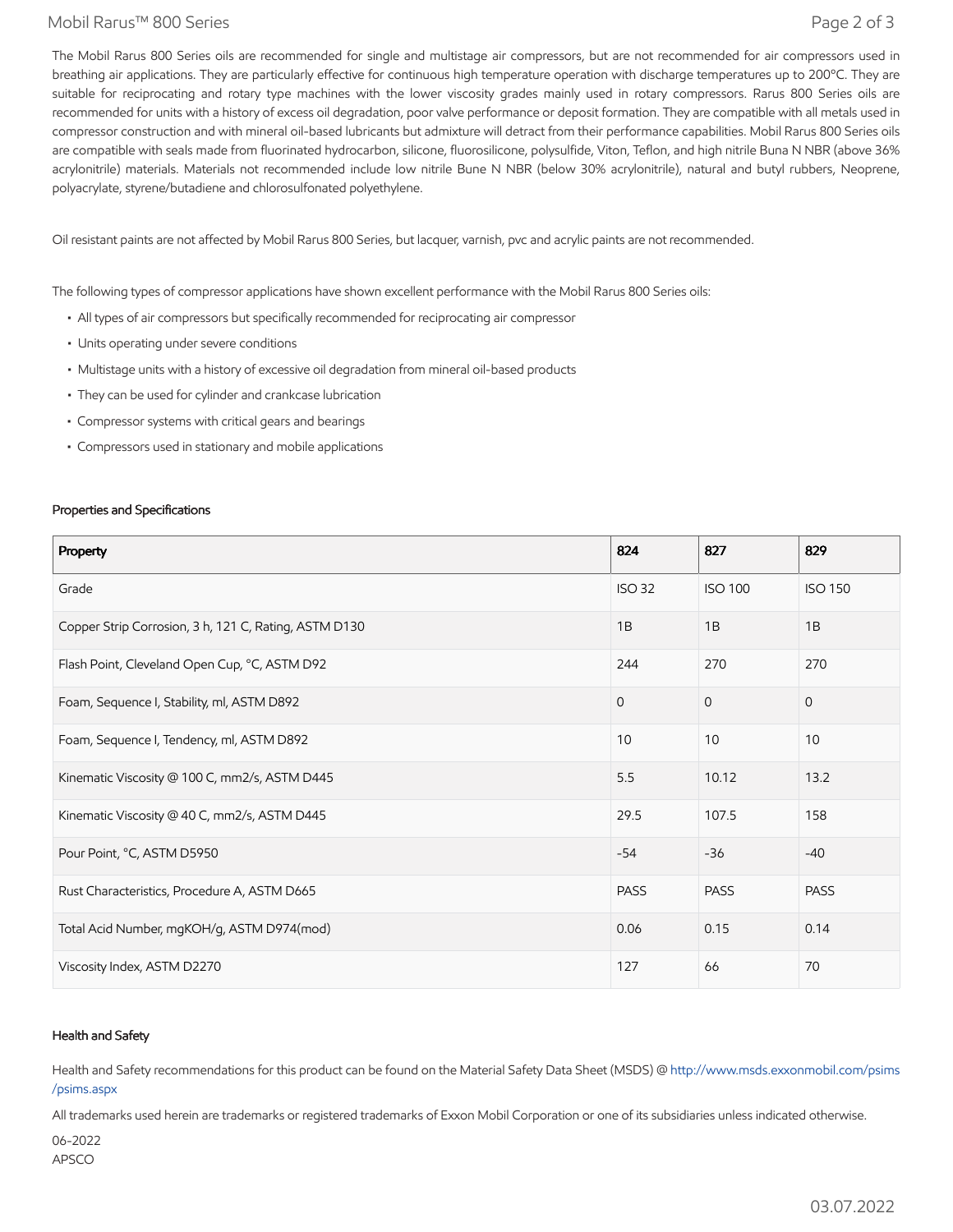The Mobil Rarus 800 Series oils are recommended for single and multistage air compressors, but are not recommended for air compressors used in breathing air applications. They are particularly effective for continuous high temperature operation with discharge temperatures up to 200°C. They are suitable for reciprocating and rotary type machines with the lower viscosity grades mainly used in rotary compressors. Rarus 800 Series oils are recommended for units with a history of excess oil degradation, poor valve performance or deposit formation. They are compatible with all metals used in compressor construction and with mineral oil-based lubricants but admixture will detract from their performance capabilities. Mobil Rarus 800 Series oils are compatible with seals made from fluorinated hydrocarbon, silicone, fluorosilicone, polysulfide, Viton, Teflon, and high nitrile Buna N NBR (above 36% acrylonitrile) materials. Materials not recommended include low nitrile Bune N NBR (below 30% acrylonitrile), natural and butyl rubbers, Neoprene, polyacrylate, styrene/butadiene and chlorosulfonated polyethylene.

Oil resistant paints are not affected by Mobil Rarus 800 Series, but lacquer, varnish, pvc and acrylic paints are not recommended.

The following types of compressor applications have shown excellent performance with the Mobil Rarus 800 Series oils:

- All types of air compressors but specifically recommended for reciprocating air compressor
- Units operating under severe conditions
- Multistage units with a history of excessive oil degradation from mineral oil-based products
- They can be used for cylinder and crankcase lubrication
- Compressor systems with critical gears and bearings
- Compressors used in stationary and mobile applications

### Properties and Specifications

| Property | 824 | 827 | 829 |
|---|---|---|---|
| Grade | ISO 32 | ISO 100 | ISO 150 |
| Copper Strip Corrosion, 3 h, 121 C, Rating, ASTM D130 | 1B | 1B | 1B |
| Flash Point, Cleveland Open Cup, °C, ASTM D92 | 244 | 270 | 270 |
| Foam, Sequence I, Stability, ml, ASTM D892 | 0 | 0 | 0 |
| Foam, Sequence I, Tendency, ml, ASTM D892 | 10 | 10 | 10 |
| Kinematic Viscosity @ 100 C, mm2/s, ASTM D445 | 5.5 | 10.12 | 13.2 |
| Kinematic Viscosity @ 40 C, mm2/s, ASTM D445 | 29.5 | 107.5 | 158 |
| Pour Point, °C, ASTM D5950 | -54 | -36 | -40 |
| Rust Characteristics, Procedure A, ASTM D665 | PASS | PASS | PASS |
| Total Acid Number, mgKOH/g, ASTM D974(mod) | 0.06 | 0.15 | 0.14 |
| Viscosity Index, ASTM D2270 | 127 | 66 | 70 |

### Health and Safety

Health and Safety recommendations for this product can be found on the Material Safety Data Sheet (MSDS) @ http://www.msds.exxonmobil.com/psims/psims.aspx

All trademarks used herein are trademarks or registered trademarks of Exxon Mobil Corporation or one of its subsidiaries unless indicated otherwise.

06-2022
APSCO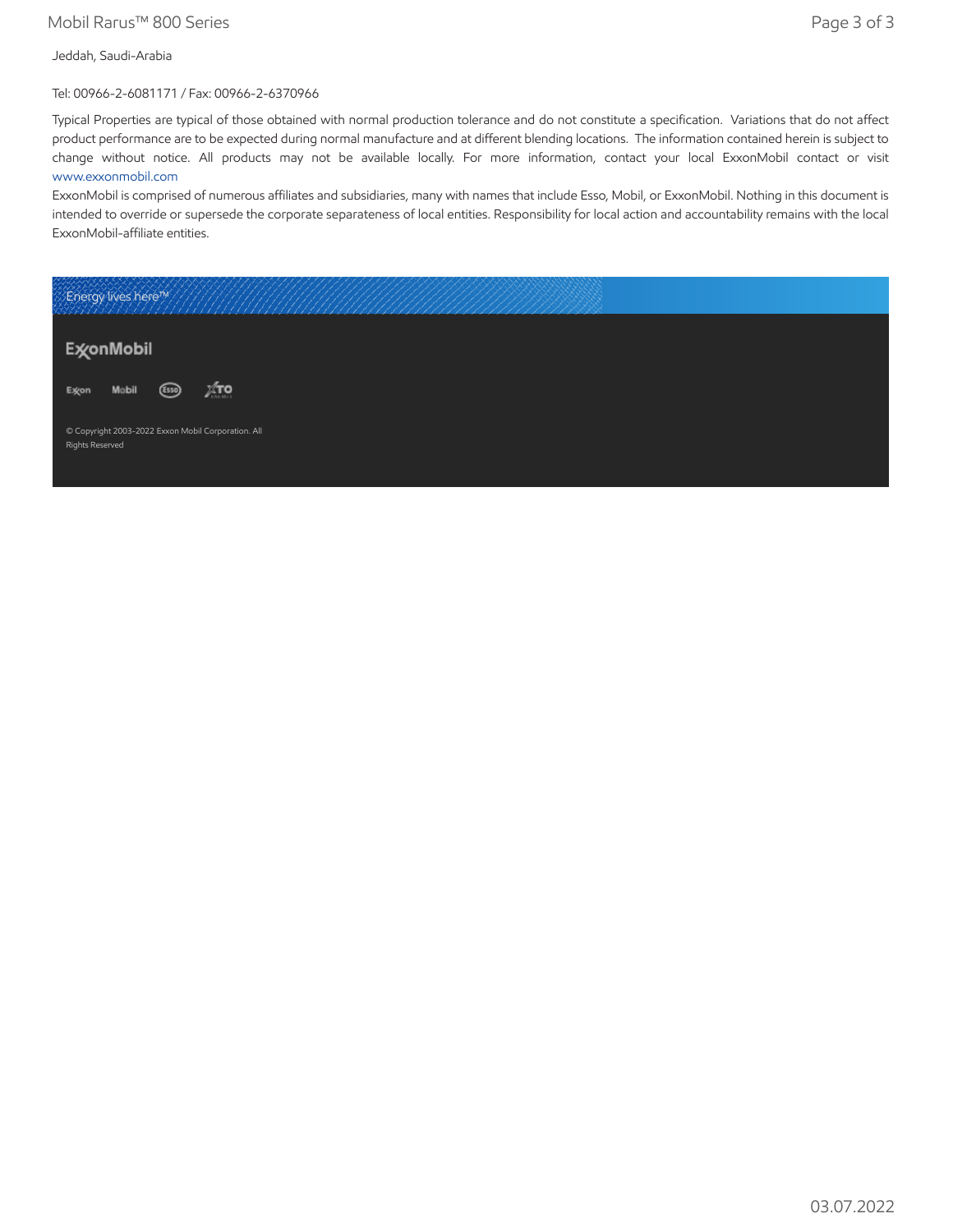Jeddah, Saudi-Arabia

Tel: 00966-2-6081171 / Fax: 00966-2-6370966

Typical Properties are typical of those obtained with normal production tolerance and do not constitute a specification. Variations that do not affect product performance are to be expected during normal manufacture and at different blending locations. The information contained herein is subject to change without notice. All products may not be available locally. For more information, contact your local ExxonMobil contact or visit www.exxonmobil.com

ExxonMobil is comprised of numerous affiliates and subsidiaries, many with names that include Esso, Mobil, or ExxonMobil. Nothing in this document is intended to override or supersede the corporate separateness of local entities. Responsibility for local action and accountability remains with the local ExxonMobil-affiliate entities.

Energy lives here™

ExxonMobil

Exxon Mobil Esso XTO

© Copyright 2003-2022 Exxon Mobil Corporation. All Rights Reserved